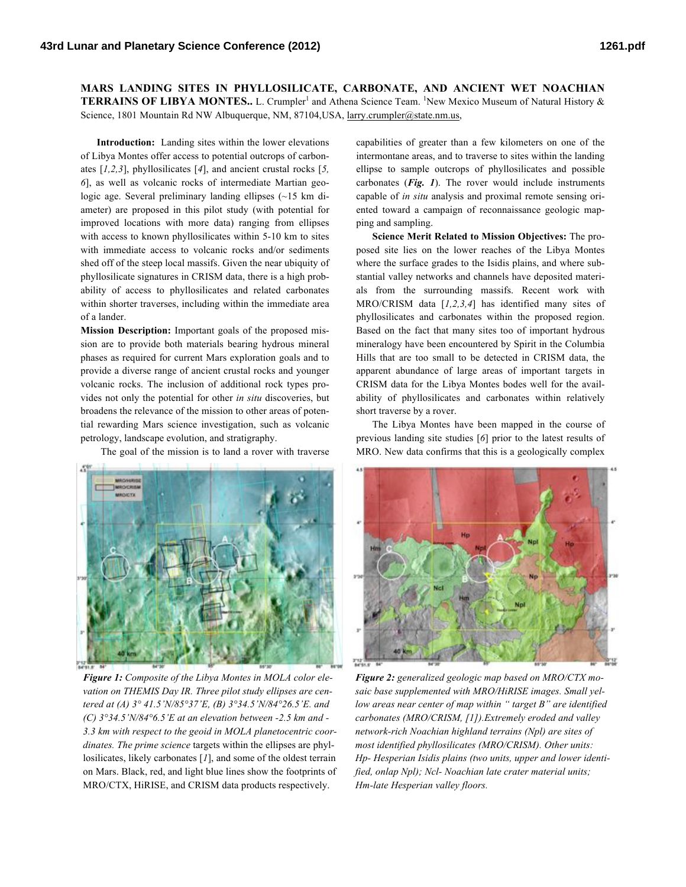# MARS LANDING SITES IN PHYLLOSILICATE, CARBONATE, AND ANCIENT WET NOACHIAN TERRAINS OF LIBYA MONTES.

L. Crumpler[1] and Athena Science Team. [1]New Mexico Museum of Natural History & Science, 1801 Mountain Rd NW Albuquerque, NM, 87104,USA, larry.crumpler@state.nm.us,

**Introduction:** Landing sites within the lower elevations of Libya Montes offer access to potential outcrops of carbonates [*1,2,3*], phyllosilicates [*4*], and ancient crustal rocks [*5, 6*], as well as volcanic rocks of intermediate Martian geologic age. Several preliminary landing ellipses (~15 km diameter) are proposed in this pilot study (with potential for improved locations with more data) ranging from ellipses with access to known phyllosilicates within 5-10 km to sites with immediate access to volcanic rocks and/or sediments shed off of the steep local massifs. Given the near ubiquity of phyllosilicate signatures in CRISM data, there is a high probability of access to phyllosilicates and related carbonates within shorter traverses, including within the immediate area of a lander.

**Mission Description:** Important goals of the proposed mission are to provide both materials bearing hydrous mineral phases as required for current Mars exploration goals and to provide a diverse range of ancient crustal rocks and younger volcanic rocks. The inclusion of additional rock types provides not only the potential for other *in situ* discoveries, but broadens the relevance of the mission to other areas of potential rewarding Mars science investigation, such as volcanic petrology, landscape evolution, and stratigraphy.

The goal of the mission is to land a rover with traverse capabilities of greater than a few kilometers on one of the intermontane areas, and to traverse to sites within the landing ellipse to sample outcrops of phyllosilicates and possible carbonates (***Fig. 1***). The rover would include instruments capable of *in situ* analysis and proximal remote sensing oriented toward a campaign of reconnaissance geologic mapping and sampling.

**Science Merit Related to Mission Objectives:** The proposed site lies on the lower reaches of the Libya Montes where the surface grades to the Isidis plains, and where substantial valley networks and channels have deposited materials from the surrounding massifs. Recent work with MRO/CRISM data [*1,2,3,4*] has identified many sites of phyllosilicates and carbonates within the proposed region. Based on the fact that many sites too of important hydrous mineralogy have been encountered by Spirit in the Columbia Hills that are too small to be detected in CRISM data, the apparent abundance of large areas of important targets in CRISM data for the Libya Montes bodes well for the availability of phyllosilicates and carbonates within relatively short traverse by a rover.

The Libya Montes have been mapped in the course of previous landing site studies [*6*] prior to the latest results of MRO. New data confirms that this is a geologically complex

***Figure 1:*** *Composite of the Libya Montes in MOLA color elevation on THEMIS Day IR. Three pilot study ellipses are centered at (A) 3° 41.5'N/85°37'E, (B) 3°34.5'N/84°26.5'E. and (C) 3°34.5'N/84°6.5'E at an elevation between -2.5 km and -3.3 km with respect to the geoid in MOLA planetocentric coordinates. The prime science* targets within the ellipses are phyllosilicates, likely carbonates [*1*], and some of the oldest terrain on Mars. Black, red, and light blue lines show the footprints of MRO/CTX, HiRISE, and CRISM data products respectively.

***Figure 2:*** *generalized geologic map based on MRO/CTX mosaic base supplemented with MRO/HiRISE images. Small yellow areas near center of map within " target B" are identified carbonates (MRO/CRISM, [1]).Extremely eroded and valley network-rich Noachian highland terrains (Npl) are sites of most identified phyllosilicates (MRO/CRISM). Other units: Hp- Hesperian Isidis plains (two units, upper and lower identified, onlap Npl); Ncl- Noachian late crater material units; Hm-late Hesperian valley floors.*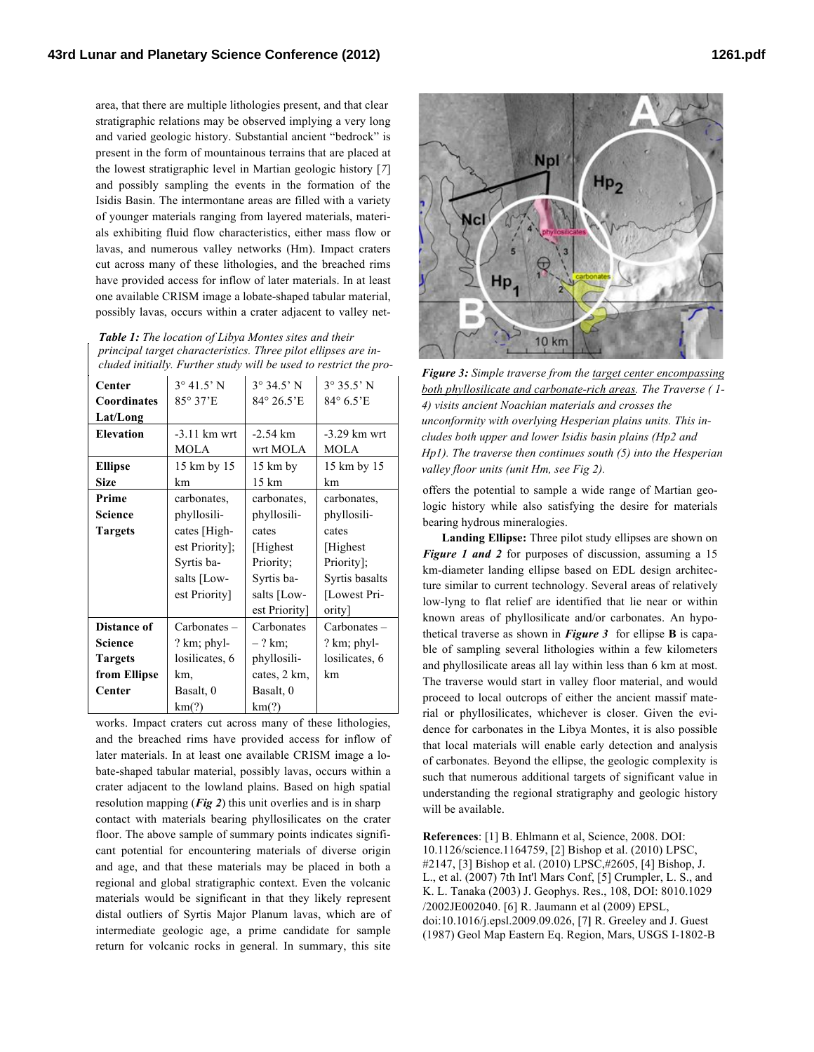area, that there are multiple lithologies present, and that clear stratigraphic relations may be observed implying a very long and varied geologic history. Substantial ancient "bedrock" is present in the form of mountainous terrains that are placed at the lowest stratigraphic level in Martian geologic history [*7*] and possibly sampling the events in the formation of the Isidis Basin. The intermontane areas are filled with a variety of younger materials ranging from layered materials, materials exhibiting fluid flow characteristics, either mass flow or lavas, and numerous valley networks (Hm). Impact craters cut across many of these lithologies, and the breached rims have provided access for inflow of later materials. In at least one available CRISM image a lobate-shaped tabular material, possibly lavas, occurs within a crater adjacent to valley networks. Impact craters cut across many of these lithologies, and the breached rims have provided access for inflow of later materials. In at least one available CRISM image a lobate-shaped tabular material, possibly lavas, occurs within a crater adjacent to the lowland plains. Based on high spatial resolution mapping (***Fig 2***) this unit overlies and is in sharp contact with materials bearing phyllosilicates on the crater floor. The above sample of summary points indicates significant potential for encountering materials of diverse origin and age, and that these materials may be placed in both a regional and global stratigraphic context. Even the volcanic materials would be significant in that they likely represent distal outliers of Syrtis Major Planum lavas, which are of intermediate geologic age, a prime candidate for sample return for volcanic rocks in general. In summary, this site offers the potential to sample a wide range of Martian geologic history while also satisfying the desire for materials bearing hydrous mineralogies.

***Table 1:*** *The location of Libya Montes sites and their principal target characteristics. Three pilot ellipses are included initially. Further study will be used to restrict the pro-*

| | | | |
|---|---|---|---|
| **Center Coordinates Lat/Long** | 3° 41.5' N 85° 37'E | 3° 34.5' N 84° 26.5'E | 3° 35.5' N 84° 6.5'E |
| **Elevation** | -3.11 km wrt MOLA | -2.54 km wrt MOLA | -3.29 km wrt MOLA |
| **Ellipse Size** | 15 km by 15 km | 15 km by 15 km | 15 km by 15 km |
| **Prime Science Targets** | carbonates, phyllosilicates [Highest Priority]; Syrtis basalts [Lowest Priority] | carbonates, phyllosilicates [Highest Priority; Syrtis basalts [Lowest Priority] | carbonates, phyllosilicates [Highest Priority]; Syrtis basalts [Lowest Priority] |
| **Distance of Science Targets from Ellipse Center** | Carbonates – ? km; phyllosilicates, 6 km, Basalt, 0 km(?) | Carbonates – ? km; phyllosilicates, 2 km, Basalt, 0 km(?) | Carbonates – ? km; phyllosilicates, 6 km |

*Figure 3: Simple traverse from the target center encompassing both phyllosilicate and carbonate-rich areas. The Traverse ( 1-4) visits ancient Noachian materials and crosses the unconformity with overlying Hesperian plains units. This includes both upper and lower Isidis basin plains (Hp2 and Hp1). The traverse then continues south (5) into the Hesperian valley floor units (unit Hm, see Fig 2).*

**Landing Ellipse:** Three pilot study ellipses are shown on ***Figure 1 and 2*** for purposes of discussion, assuming a 15 km-diameter landing ellipse based on EDL design architecture similar to current technology. Several areas of relatively low-lyng to flat relief are identified that lie near or within known areas of phyllosilicate and/or carbonates. An hypothetical traverse as shown in ***Figure 3*** for ellipse **B** is capable of sampling several lithologies within a few kilometers and phyllosilicate areas all lay within less than 6 km at most. The traverse would start in valley floor material, and would proceed to local outcrops of either the ancient massif material or phyllosilicates, whichever is closer. Given the evidence for carbonates in the Libya Montes, it is also possible that local materials will enable early detection and analysis of carbonates. Beyond the ellipse, the geologic complexity is such that numerous additional targets of significant value in understanding the regional stratigraphy and geologic history will be available.

**References**: [1] B. Ehlmann et al, Science, 2008. DOI: 10.1126/science.1164759, [2] Bishop et al. (2010) LPSC, #2147, [3] Bishop et al. (2010) LPSC,#2605, [4] Bishop, J. L., et al. (2007) 7th Int'l Mars Conf, [5] Crumpler, L. S., and K. L. Tanaka (2003) J. Geophys. Res., 108, DOI: 8010.1029 /2002JE002040. [6] R. Jaumann et al (2009) EPSL, doi:10.1016/j.epsl.2009.09.026, [7] R. Greeley and J. Guest (1987) Geol Map Eastern Eq. Region, Mars, USGS I-1802-B